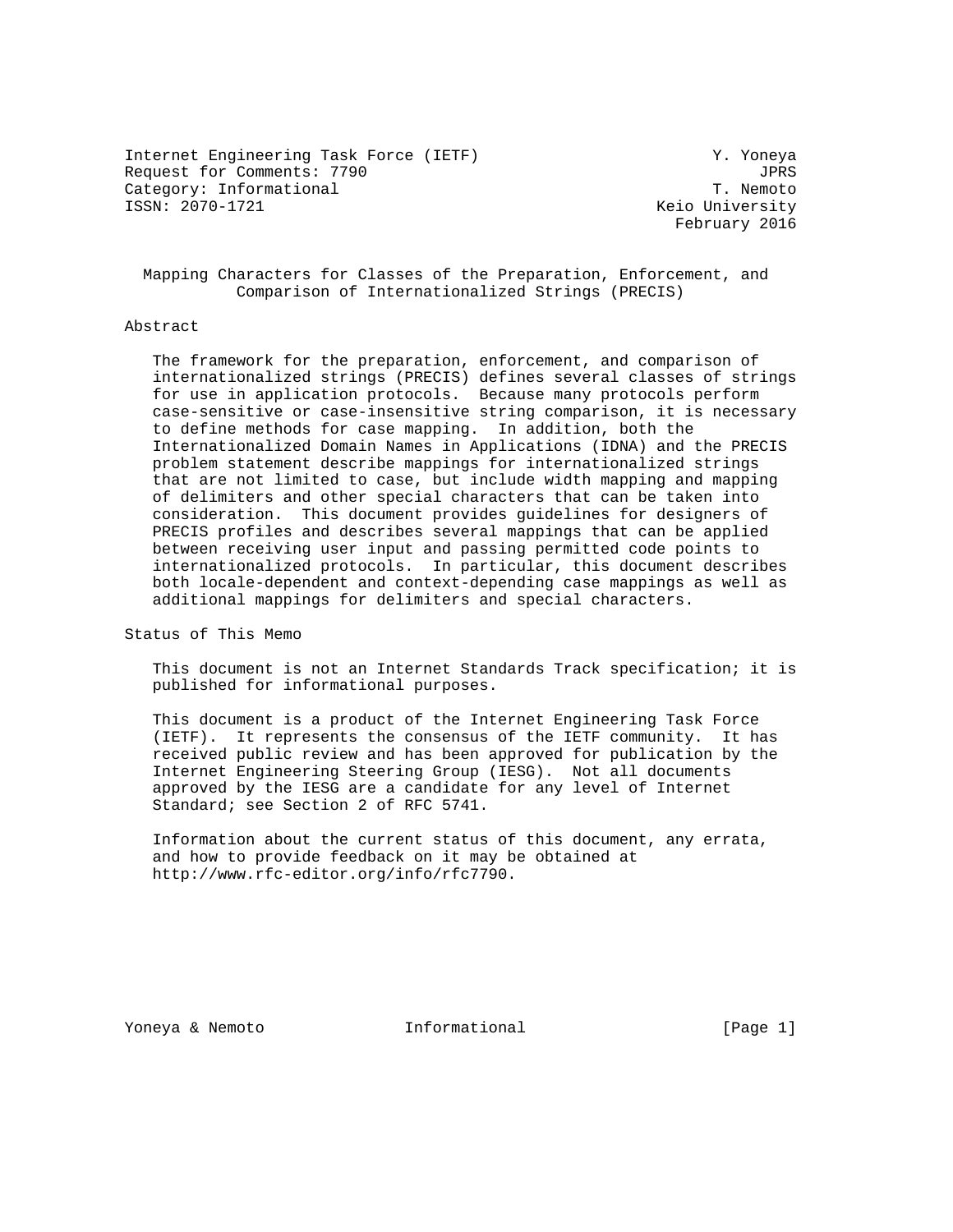Internet Engineering Task Force (IETF) Y. Yoneya
Request for Comments: 7790 JPRS
Category: Informational T. Nemoto
ISSN: 2070-1721 Keio University
February 2016

# Mapping Characters for Classes of the Preparation, Enforcement, and Comparison of Internationalized Strings (PRECIS)

## Abstract

The framework for the preparation, enforcement, and comparison of internationalized strings (PRECIS) defines several classes of strings for use in application protocols. Because many protocols perform case-sensitive or case-insensitive string comparison, it is necessary to define methods for case mapping. In addition, both the Internationalized Domain Names in Applications (IDNA) and the PRECIS problem statement describe mappings for internationalized strings that are not limited to case, but include width mapping and mapping of delimiters and other special characters that can be taken into consideration. This document provides guidelines for designers of PRECIS profiles and describes several mappings that can be applied between receiving user input and passing permitted code points to internationalized protocols. In particular, this document describes both locale-dependent and context-depending case mappings as well as additional mappings for delimiters and special characters.

## Status of This Memo

This document is not an Internet Standards Track specification; it is published for informational purposes.

This document is a product of the Internet Engineering Task Force (IETF). It represents the consensus of the IETF community. It has received public review and has been approved for publication by the Internet Engineering Steering Group (IESG). Not all documents approved by the IESG are a candidate for any level of Internet Standard; see Section 2 of RFC 5741.

Information about the current status of this document, any errata, and how to provide feedback on it may be obtained at http://www.rfc-editor.org/info/rfc7790.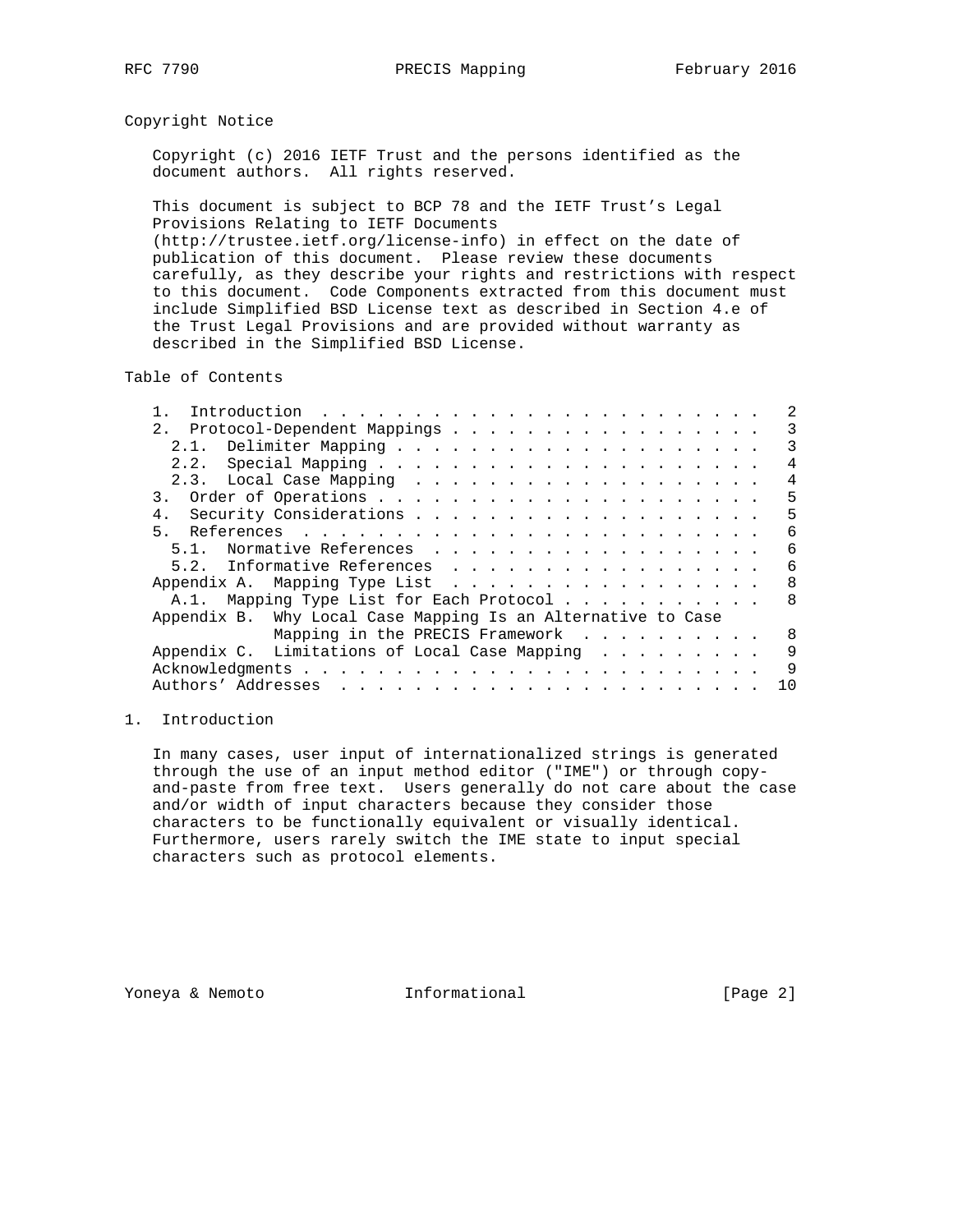## Copyright Notice

Copyright (c) 2016 IETF Trust and the persons identified as the document authors. All rights reserved.

This document is subject to BCP 78 and the IETF Trust's Legal Provisions Relating to IETF Documents (http://trustee.ietf.org/license-info) in effect on the date of publication of this document. Please review these documents carefully, as they describe your rights and restrictions with respect to this document. Code Components extracted from this document must include Simplified BSD License text as described in Section 4.e of the Trust Legal Provisions and are provided without warranty as described in the Simplified BSD License.

## Table of Contents

```
   1.  Introduction  . . . . . . . . . . . . . . . . . . . . . . . .   2
   2.  Protocol-Dependent Mappings . . . . . . . . . . . . . . . . .   3
     2.1.  Delimiter Mapping . . . . . . . . . . . . . . . . . . . .   3
     2.2.  Special Mapping . . . . . . . . . . . . . . . . . . . . .   4
     2.3.  Local Case Mapping  . . . . . . . . . . . . . . . . . . .   4
   3.  Order of Operations . . . . . . . . . . . . . . . . . . . . .   5
   4.  Security Considerations . . . . . . . . . . . . . . . . . . .   5
   5.  References  . . . . . . . . . . . . . . . . . . . . . . . . .   6
     5.1.  Normative References  . . . . . . . . . . . . . . . . . .   6
     5.2.  Informative References  . . . . . . . . . . . . . . . . .   6
   Appendix A.  Mapping Type List  . . . . . . . . . . . . . . . . .   8
     A.1.  Mapping Type List for Each Protocol . . . . . . . . . . .   8
   Appendix B.  Why Local Case Mapping Is an Alternative to Case
                Mapping in the PRECIS Framework  . . . . . . . . . .   8
   Appendix C.  Limitations of Local Case Mapping  . . . . . . . . .   9
   Acknowledgments . . . . . . . . . . . . . . . . . . . . . . . . .   9
   Authors' Addresses  . . . . . . . . . . . . . . . . . . . . . . .  10
```

## 1. Introduction

In many cases, user input of internationalized strings is generated through the use of an input method editor ("IME") or through copy-and-paste from free text. Users generally do not care about the case and/or width of input characters because they consider those characters to be functionally equivalent or visually identical. Furthermore, users rarely switch the IME state to input special characters such as protocol elements.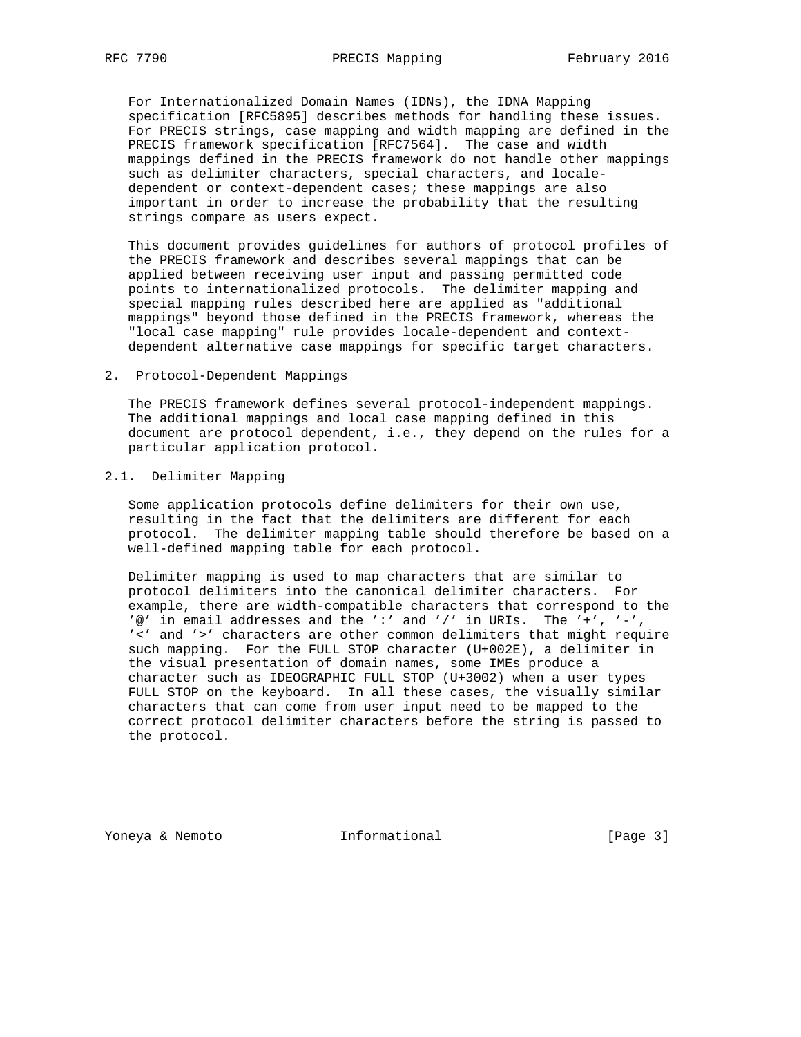For Internationalized Domain Names (IDNs), the IDNA Mapping specification [RFC5895] describes methods for handling these issues. For PRECIS strings, case mapping and width mapping are defined in the PRECIS framework specification [RFC7564]. The case and width mappings defined in the PRECIS framework do not handle other mappings such as delimiter characters, special characters, and locale-dependent or context-dependent cases; these mappings are also important in order to increase the probability that the resulting strings compare as users expect.

This document provides guidelines for authors of protocol profiles of the PRECIS framework and describes several mappings that can be applied between receiving user input and passing permitted code points to internationalized protocols. The delimiter mapping and special mapping rules described here are applied as "additional mappings" beyond those defined in the PRECIS framework, whereas the "local case mapping" rule provides locale-dependent and context-dependent alternative case mappings for specific target characters.

## 2. Protocol-Dependent Mappings

The PRECIS framework defines several protocol-independent mappings. The additional mappings and local case mapping defined in this document are protocol dependent, i.e., they depend on the rules for a particular application protocol.

### 2.1. Delimiter Mapping

Some application protocols define delimiters for their own use, resulting in the fact that the delimiters are different for each protocol. The delimiter mapping table should therefore be based on a well-defined mapping table for each protocol.

Delimiter mapping is used to map characters that are similar to protocol delimiters into the canonical delimiter characters. For example, there are width-compatible characters that correspond to the '@' in email addresses and the ':' and '/' in URIs. The '+', '-', '<' and '>' characters are other common delimiters that might require such mapping. For the FULL STOP character (U+002E), a delimiter in the visual presentation of domain names, some IMEs produce a character such as IDEOGRAPHIC FULL STOP (U+3002) when a user types FULL STOP on the keyboard. In all these cases, the visually similar characters that can come from user input need to be mapped to the correct protocol delimiter characters before the string is passed to the protocol.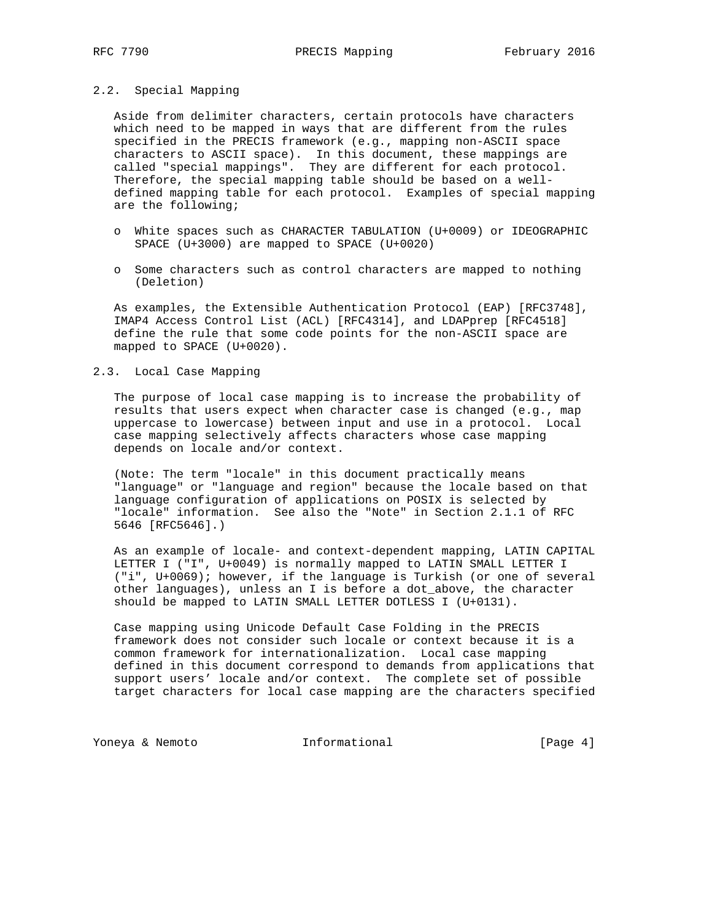### 2.2. Special Mapping

Aside from delimiter characters, certain protocols have characters which need to be mapped in ways that are different from the rules specified in the PRECIS framework (e.g., mapping non-ASCII space characters to ASCII space). In this document, these mappings are called "special mappings". They are different for each protocol. Therefore, the special mapping table should be based on a well-defined mapping table for each protocol. Examples of special mapping are the following;

- White spaces such as CHARACTER TABULATION (U+0009) or IDEOGRAPHIC SPACE (U+3000) are mapped to SPACE (U+0020)
- Some characters such as control characters are mapped to nothing (Deletion)

As examples, the Extensible Authentication Protocol (EAP) [RFC3748], IMAP4 Access Control List (ACL) [RFC4314], and LDAPprep [RFC4518] define the rule that some code points for the non-ASCII space are mapped to SPACE (U+0020).

### 2.3. Local Case Mapping

The purpose of local case mapping is to increase the probability of results that users expect when character case is changed (e.g., map uppercase to lowercase) between input and use in a protocol. Local case mapping selectively affects characters whose case mapping depends on locale and/or context.

(Note: The term "locale" in this document practically means "language" or "language and region" because the locale based on that language configuration of applications on POSIX is selected by "locale" information. See also the "Note" in Section 2.1.1 of RFC 5646 [RFC5646].)

As an example of locale- and context-dependent mapping, LATIN CAPITAL LETTER I ("I", U+0049) is normally mapped to LATIN SMALL LETTER I ("i", U+0069); however, if the language is Turkish (or one of several other languages), unless an I is before a dot_above, the character should be mapped to LATIN SMALL LETTER DOTLESS I (U+0131).

Case mapping using Unicode Default Case Folding in the PRECIS framework does not consider such locale or context because it is a common framework for internationalization. Local case mapping defined in this document correspond to demands from applications that support users' locale and/or context. The complete set of possible target characters for local case mapping are the characters specified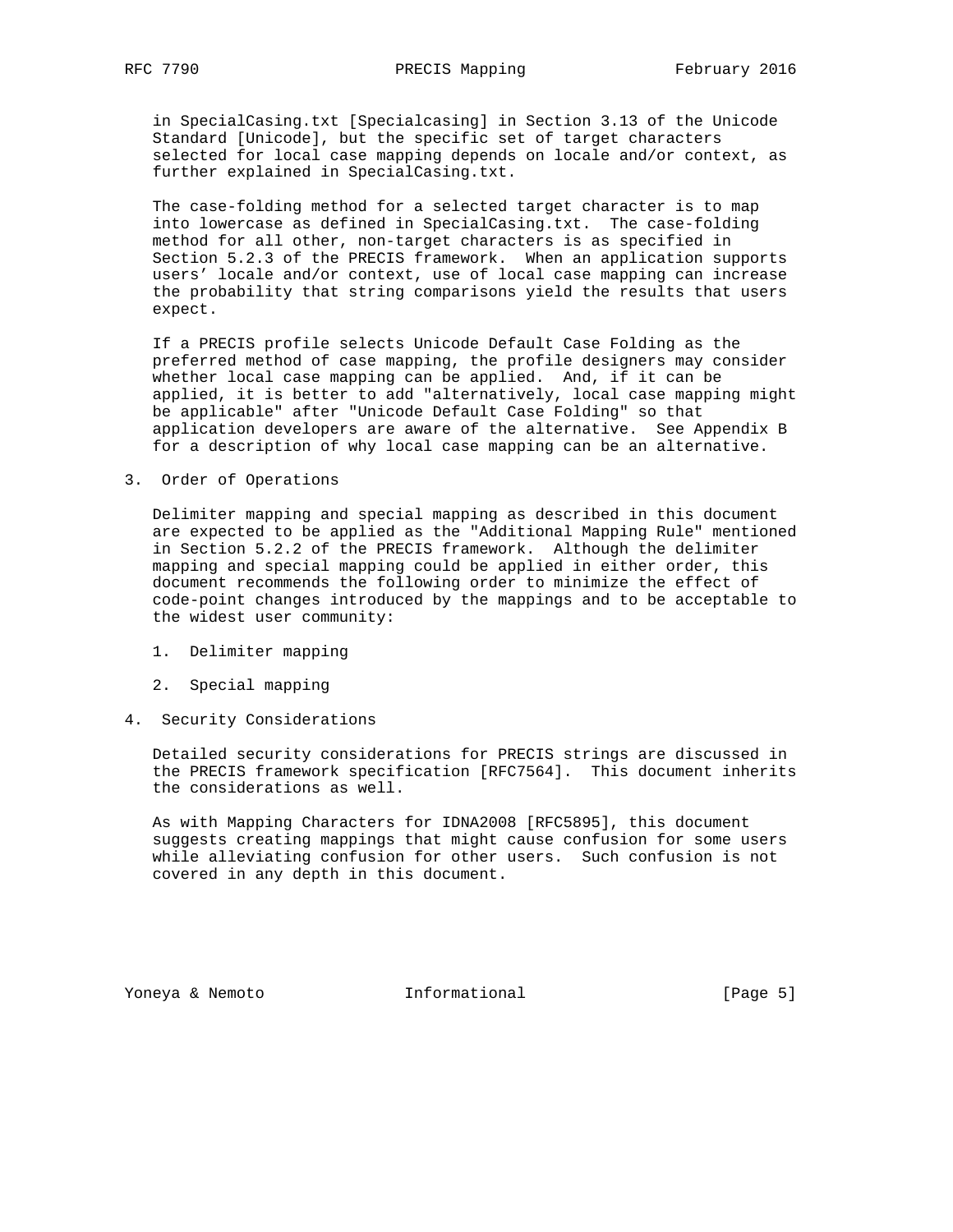in SpecialCasing.txt [Specialcasing] in Section 3.13 of the Unicode Standard [Unicode], but the specific set of target characters selected for local case mapping depends on locale and/or context, as further explained in SpecialCasing.txt.

The case-folding method for a selected target character is to map into lowercase as defined in SpecialCasing.txt. The case-folding method for all other, non-target characters is as specified in Section 5.2.3 of the PRECIS framework. When an application supports users' locale and/or context, use of local case mapping can increase the probability that string comparisons yield the results that users expect.

If a PRECIS profile selects Unicode Default Case Folding as the preferred method of case mapping, the profile designers may consider whether local case mapping can be applied. And, if it can be applied, it is better to add "alternatively, local case mapping might be applicable" after "Unicode Default Case Folding" so that application developers are aware of the alternative. See Appendix B for a description of why local case mapping can be an alternative.

## 3. Order of Operations

Delimiter mapping and special mapping as described in this document are expected to be applied as the "Additional Mapping Rule" mentioned in Section 5.2.2 of the PRECIS framework. Although the delimiter mapping and special mapping could be applied in either order, this document recommends the following order to minimize the effect of code-point changes introduced by the mappings and to be acceptable to the widest user community:

1. Delimiter mapping

2. Special mapping

## 4. Security Considerations

Detailed security considerations for PRECIS strings are discussed in the PRECIS framework specification [RFC7564]. This document inherits the considerations as well.

As with Mapping Characters for IDNA2008 [RFC5895], this document suggests creating mappings that might cause confusion for some users while alleviating confusion for other users. Such confusion is not covered in any depth in this document.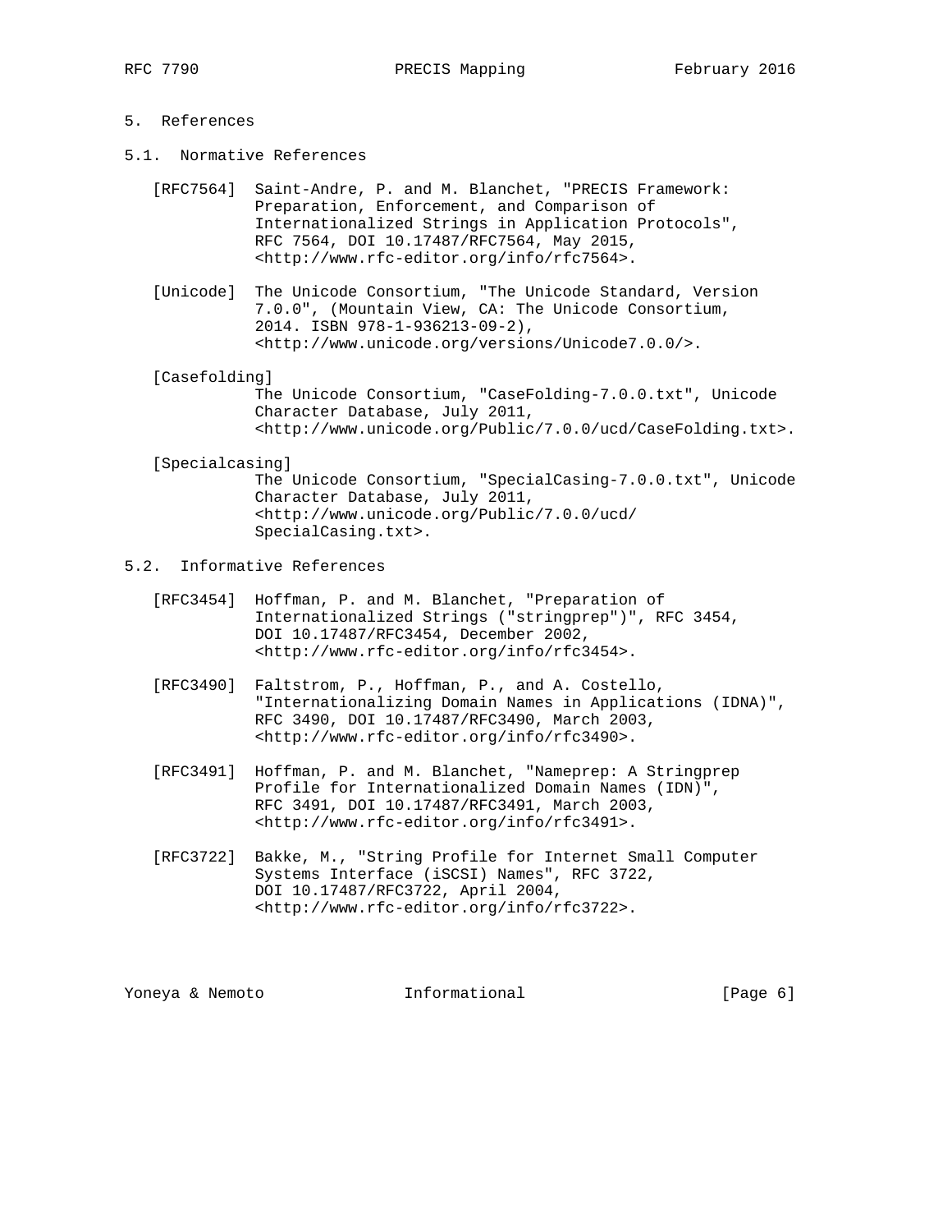# 5. References

## 5.1. Normative References

[RFC7564] Saint-Andre, P. and M. Blanchet, "PRECIS Framework: Preparation, Enforcement, and Comparison of Internationalized Strings in Application Protocols", RFC 7564, DOI 10.17487/RFC7564, May 2015, <http://www.rfc-editor.org/info/rfc7564>.

[Unicode] The Unicode Consortium, "The Unicode Standard, Version 7.0.0", (Mountain View, CA: The Unicode Consortium, 2014. ISBN 978-1-936213-09-2), <http://www.unicode.org/versions/Unicode7.0.0/>.

[Casefolding] The Unicode Consortium, "CaseFolding-7.0.0.txt", Unicode Character Database, July 2011, <http://www.unicode.org/Public/7.0.0/ucd/CaseFolding.txt>.

[Specialcasing] The Unicode Consortium, "SpecialCasing-7.0.0.txt", Unicode Character Database, July 2011, <http://www.unicode.org/Public/7.0.0/ucd/SpecialCasing.txt>.

## 5.2. Informative References

[RFC3454] Hoffman, P. and M. Blanchet, "Preparation of Internationalized Strings ("stringprep")", RFC 3454, DOI 10.17487/RFC3454, December 2002, <http://www.rfc-editor.org/info/rfc3454>.

[RFC3490] Faltstrom, P., Hoffman, P., and A. Costello, "Internationalizing Domain Names in Applications (IDNA)", RFC 3490, DOI 10.17487/RFC3490, March 2003, <http://www.rfc-editor.org/info/rfc3490>.

[RFC3491] Hoffman, P. and M. Blanchet, "Nameprep: A Stringprep Profile for Internationalized Domain Names (IDN)", RFC 3491, DOI 10.17487/RFC3491, March 2003, <http://www.rfc-editor.org/info/rfc3491>.

[RFC3722] Bakke, M., "String Profile for Internet Small Computer Systems Interface (iSCSI) Names", RFC 3722, DOI 10.17487/RFC3722, April 2004, <http://www.rfc-editor.org/info/rfc3722>.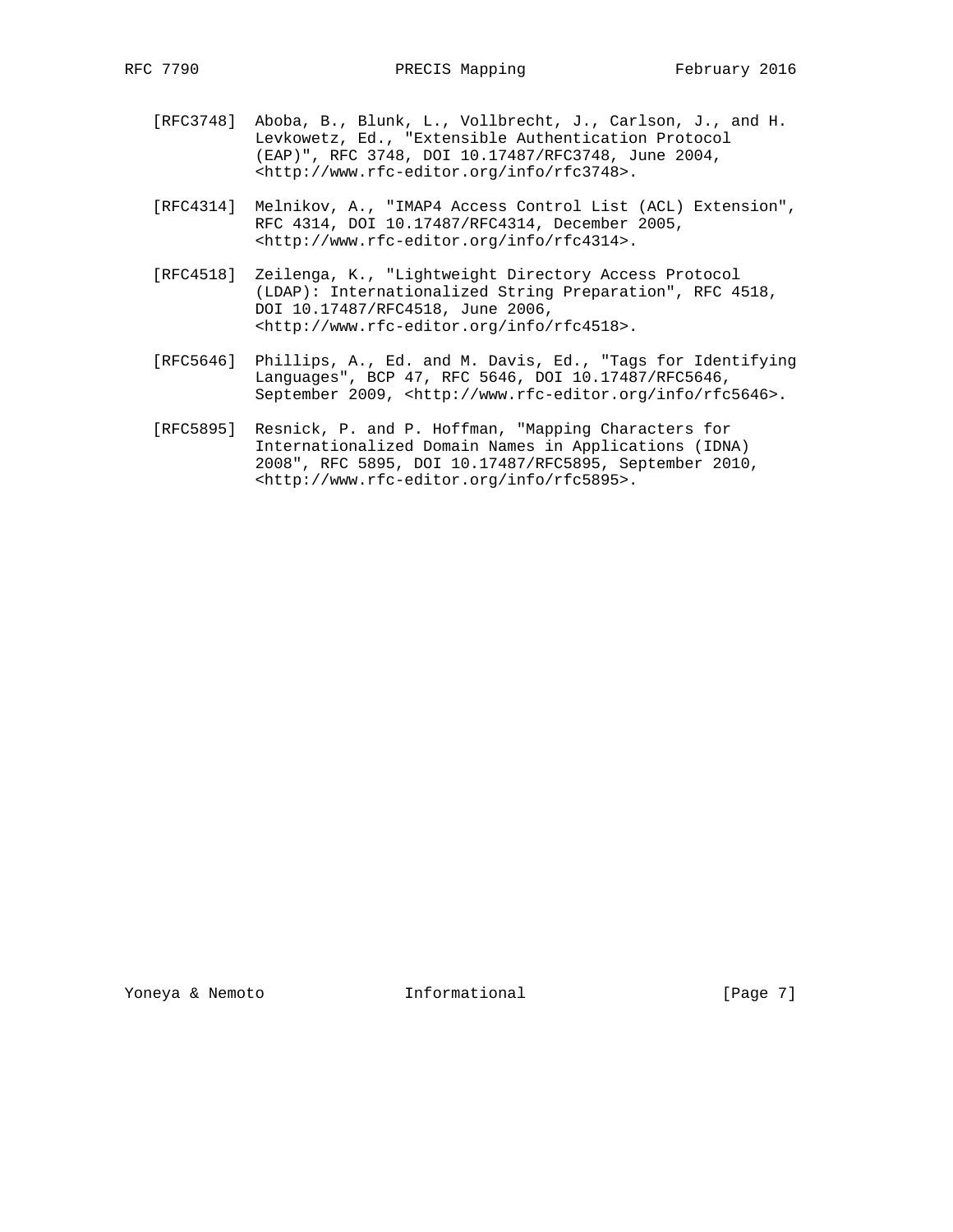[RFC3748] Aboba, B., Blunk, L., Vollbrecht, J., Carlson, J., and H. Levkowetz, Ed., "Extensible Authentication Protocol (EAP)", RFC 3748, DOI 10.17487/RFC3748, June 2004, <http://www.rfc-editor.org/info/rfc3748>.

[RFC4314] Melnikov, A., "IMAP4 Access Control List (ACL) Extension", RFC 4314, DOI 10.17487/RFC4314, December 2005, <http://www.rfc-editor.org/info/rfc4314>.

[RFC4518] Zeilenga, K., "Lightweight Directory Access Protocol (LDAP): Internationalized String Preparation", RFC 4518, DOI 10.17487/RFC4518, June 2006, <http://www.rfc-editor.org/info/rfc4518>.

[RFC5646] Phillips, A., Ed. and M. Davis, Ed., "Tags for Identifying Languages", BCP 47, RFC 5646, DOI 10.17487/RFC5646, September 2009, <http://www.rfc-editor.org/info/rfc5646>.

[RFC5895] Resnick, P. and P. Hoffman, "Mapping Characters for Internationalized Domain Names in Applications (IDNA) 2008", RFC 5895, DOI 10.17487/RFC5895, September 2010, <http://www.rfc-editor.org/info/rfc5895>.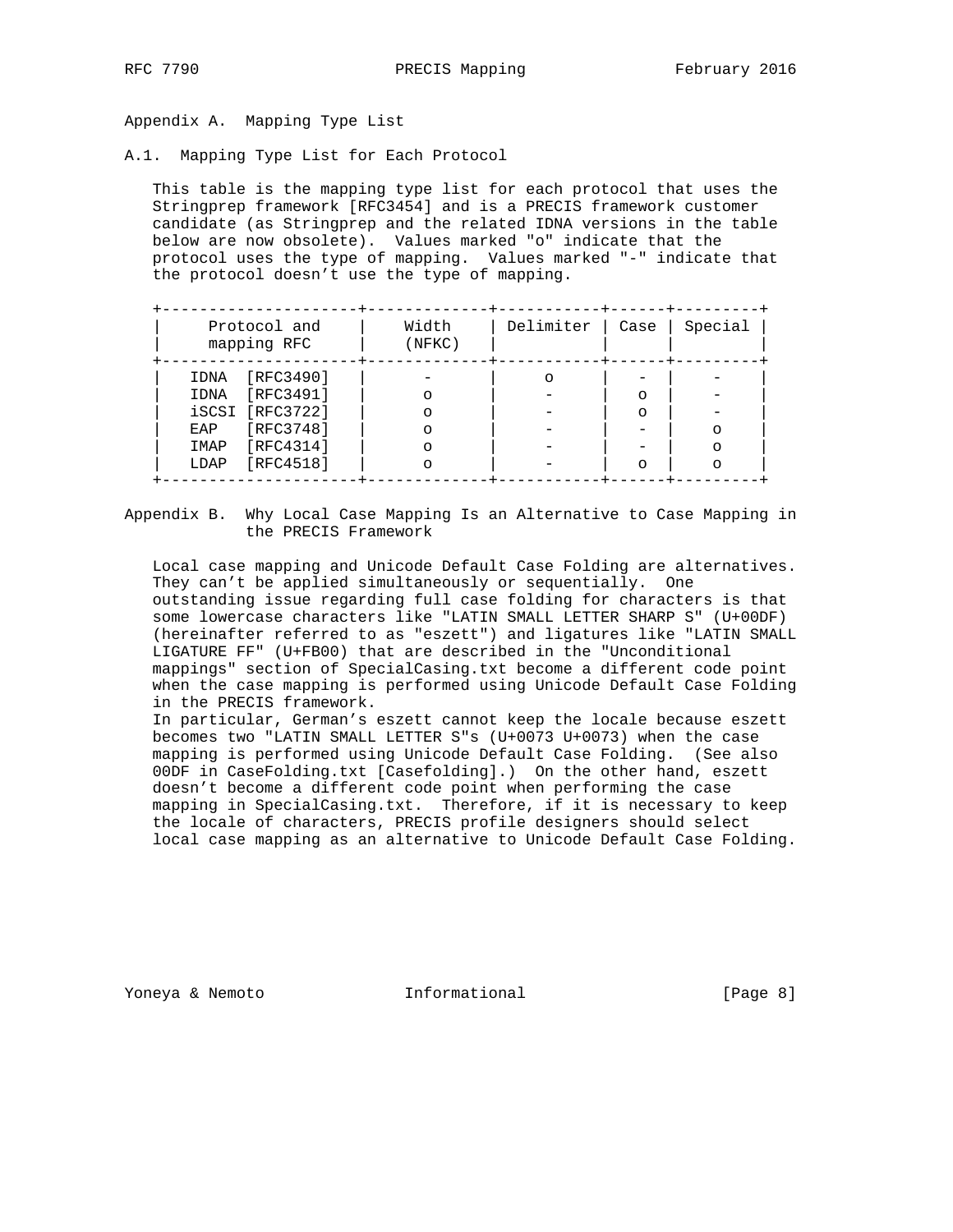# Appendix A. Mapping Type List

## A.1. Mapping Type List for Each Protocol

This table is the mapping type list for each protocol that uses the Stringprep framework [RFC3454] and is a PRECIS framework customer candidate (as Stringprep and the related IDNA versions in the table below are now obsolete). Values marked "o" indicate that the protocol uses the type of mapping. Values marked "-" indicate that the protocol doesn't use the type of mapping.

| Protocol and mapping RFC | Width (NFKC) | Delimiter | Case | Special |
|---|---|---|---|---|
| IDNA [RFC3490] | - | o | - | - |
| IDNA [RFC3491] | o | - | o | - |
| iSCSI [RFC3722] | o | - | o | - |
| EAP [RFC3748] | o | - | - | o |
| IMAP [RFC4314] | o | - | - | o |
| LDAP [RFC4518] | o | - | o | o |

# Appendix B. Why Local Case Mapping Is an Alternative to Case Mapping in the PRECIS Framework

Local case mapping and Unicode Default Case Folding are alternatives. They can't be applied simultaneously or sequentially. One outstanding issue regarding full case folding for characters is that some lowercase characters like "LATIN SMALL LETTER SHARP S" (U+00DF) (hereinafter referred to as "eszett") and ligatures like "LATIN SMALL LIGATURE FF" (U+FB00) that are described in the "Unconditional mappings" section of SpecialCasing.txt become a different code point when the case mapping is performed using Unicode Default Case Folding in the PRECIS framework.

In particular, German's eszett cannot keep the locale because eszett becomes two "LATIN SMALL LETTER S"s (U+0073 U+0073) when the case mapping is performed using Unicode Default Case Folding. (See also 00DF in CaseFolding.txt [Casefolding].) On the other hand, eszett doesn't become a different code point when performing the case mapping in SpecialCasing.txt. Therefore, if it is necessary to keep the locale of characters, PRECIS profile designers should select local case mapping as an alternative to Unicode Default Case Folding.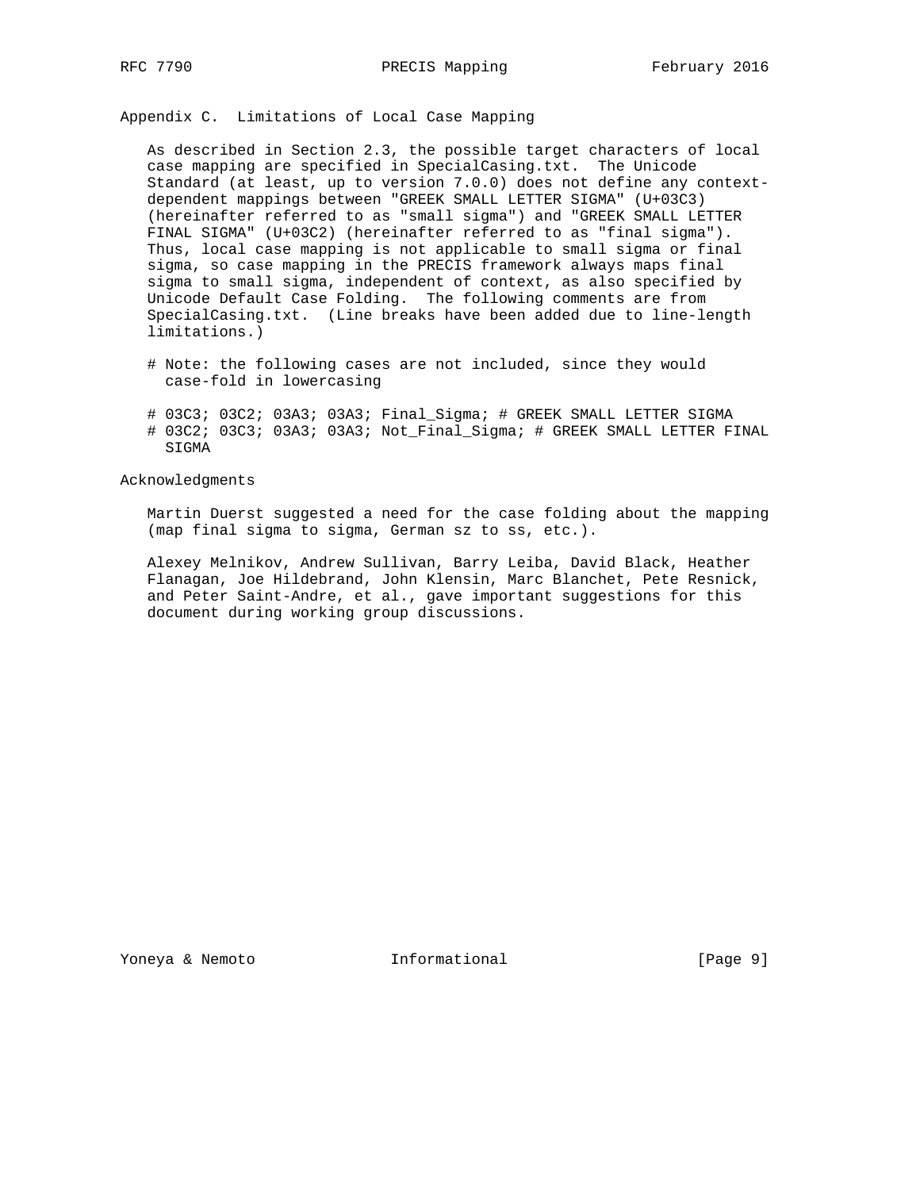## Appendix C. Limitations of Local Case Mapping

As described in Section 2.3, the possible target characters of local case mapping are specified in SpecialCasing.txt. The Unicode Standard (at least, up to version 7.0.0) does not define any context-dependent mappings between "GREEK SMALL LETTER SIGMA" (U+03C3) (hereinafter referred to as "small sigma") and "GREEK SMALL LETTER FINAL SIGMA" (U+03C2) (hereinafter referred to as "final sigma"). Thus, local case mapping is not applicable to small sigma or final sigma, so case mapping in the PRECIS framework always maps final sigma to small sigma, independent of context, as also specified by Unicode Default Case Folding. The following comments are from SpecialCasing.txt. (Line breaks have been added due to line-length limitations.)

```
# Note: the following cases are not included, since they would
  case-fold in lowercasing

# 03C3; 03C2; 03A3; 03A3; Final_Sigma; # GREEK SMALL LETTER SIGMA
# 03C2; 03C3; 03A3; 03A3; Not_Final_Sigma; # GREEK SMALL LETTER FINAL
  SIGMA
```

## Acknowledgments

Martin Duerst suggested a need for the case folding about the mapping (map final sigma to sigma, German sz to ss, etc.).

Alexey Melnikov, Andrew Sullivan, Barry Leiba, David Black, Heather Flanagan, Joe Hildebrand, John Klensin, Marc Blanchet, Pete Resnick, and Peter Saint-Andre, et al., gave important suggestions for this document during working group discussions.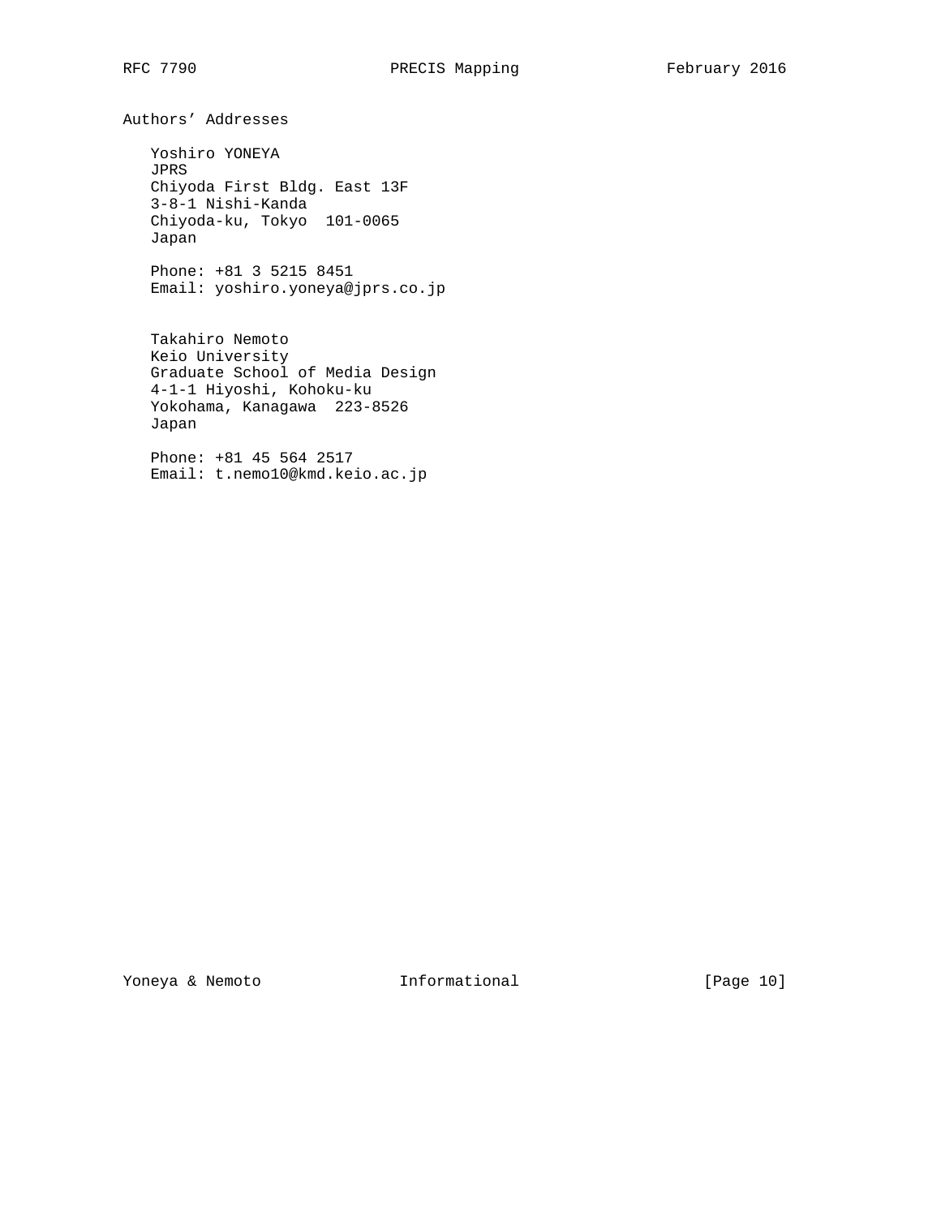## Authors' Addresses

Yoshiro YONEYA
JPRS
Chiyoda First Bldg. East 13F
3-8-1 Nishi-Kanda
Chiyoda-ku, Tokyo  101-0065
Japan

Phone: +81 3 5215 8451
Email: yoshiro.yoneya@jprs.co.jp

Takahiro Nemoto
Keio University
Graduate School of Media Design
4-1-1 Hiyoshi, Kohoku-ku
Yokohama, Kanagawa  223-8526
Japan

Phone: +81 45 564 2517
Email: t.nemo10@kmd.keio.ac.jp